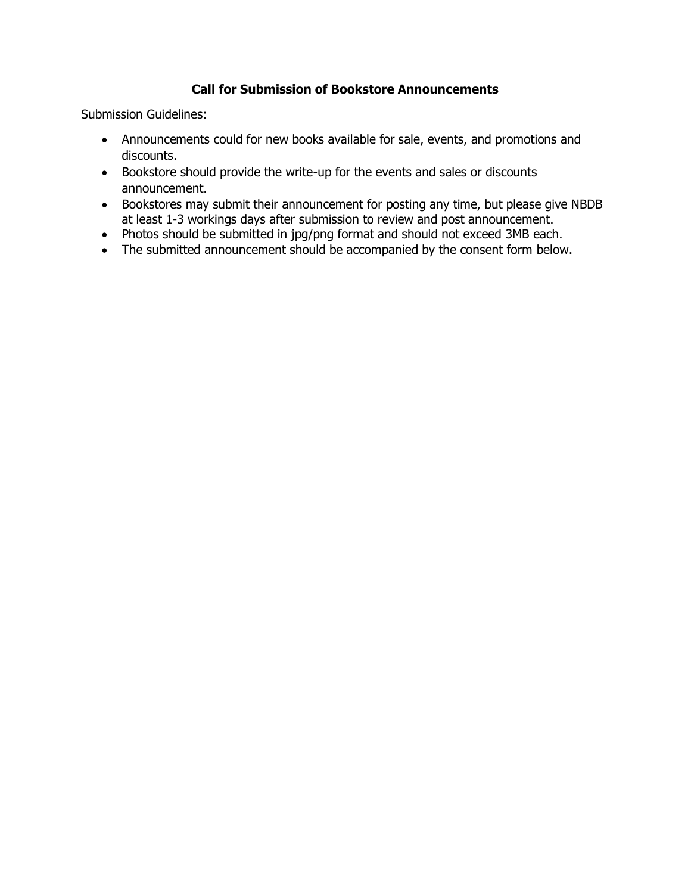**Call for Submission of Bookstore Announcements**

Submission Guidelines:

- Announcements could for new books available for sale, events, and promotions and discounts.
- Bookstore should provide the write-up for the events and sales or discounts announcement.
- Bookstores may submit their announcement for posting any time, but please give NBDB at least 1-3 workings days after submission to review and post announcement.
- Photos should be submitted in jpg/png format and should not exceed 3MB each.
- The submitted announcement should be accompanied by the consent form below.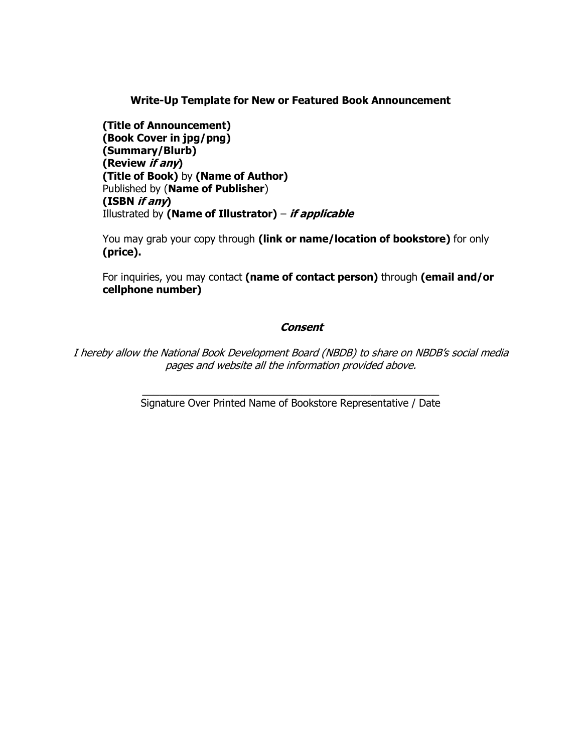**Write-Up Template for New or Featured Book Announcement**

**(Title of Announcement)**
**(Book Cover in jpg/png)**
**(Summary/Blurb)**
**(Review *if any*)**
**(Title of Book)** by **(Name of Author)**
Published by (**Name of Publisher**)
**(ISBN *if any*)**
Illustrated by **(Name of Illustrator)** – ***if applicable***

You may grab your copy through **(link or name/location of bookstore)** for only **(price).**

For inquiries, you may contact **(name of contact person)** through **(email and/or cellphone number)**

***Consent***

*I hereby allow the National Book Development Board (NBDB) to share on NBDB's social media pages and website all the information provided above.*

\_\_\_\_\_\_\_\_\_\_\_\_\_\_\_\_\_\_\_\_\_\_\_\_\_\_\_\_\_\_\_\_\_\_\_\_\_\_\_\_\_\_\_\_\_\_\_\_

Signature Over Printed Name of Bookstore Representative / Date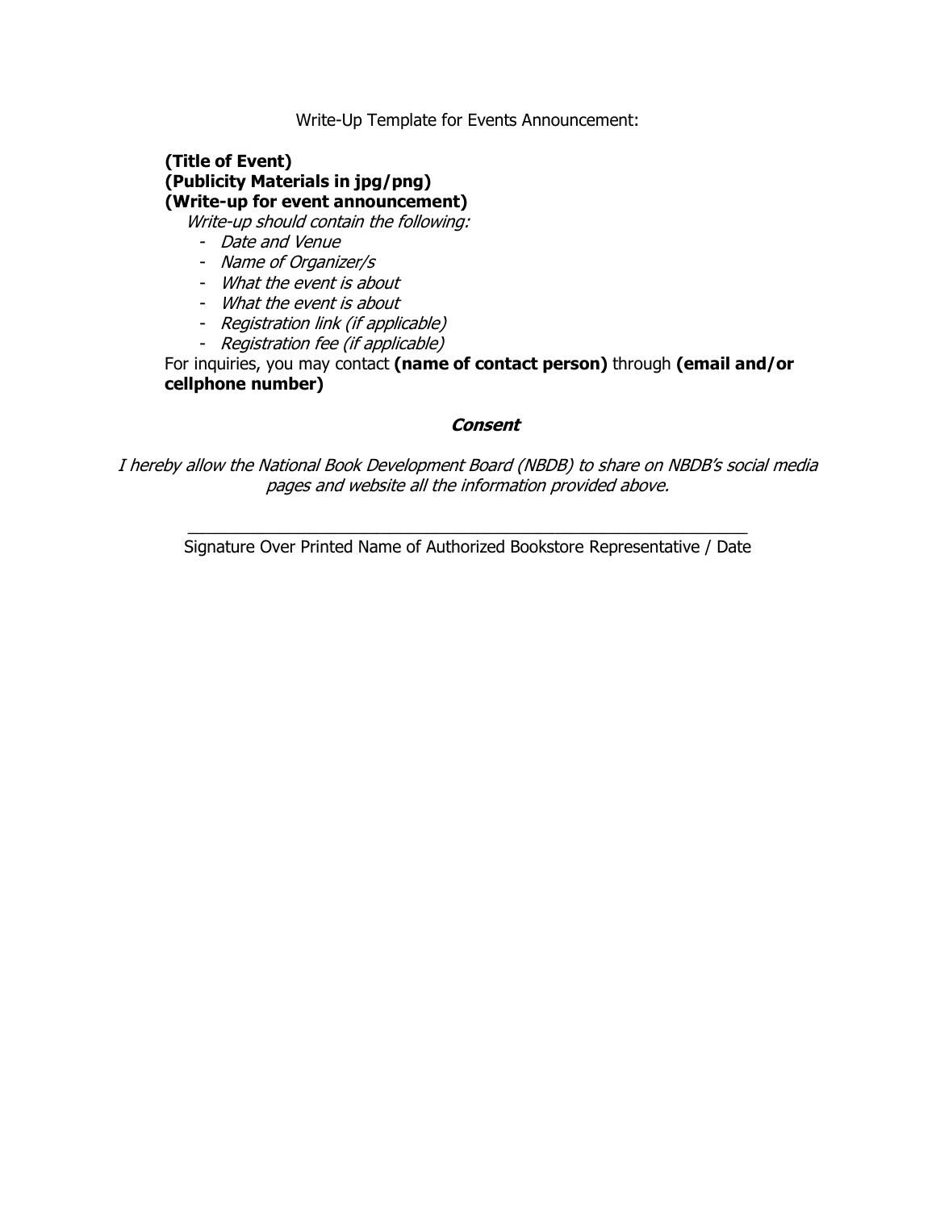Write-Up Template for Events Announcement:

**(Title of Event)**
**(Publicity Materials in jpg/png)**
**(Write-up for event announcement)**

*Write-up should contain the following:*

- *Date and Venue*
- *Name of Organizer/s*
- *What the event is about*
- *What the event is about*
- *Registration link (if applicable)*
- *Registration fee (if applicable)*

For inquiries, you may contact **(name of contact person)** through **(email and/or cellphone number)**

***Consent***

*I hereby allow the National Book Development Board (NBDB) to share on NBDB's social media pages and website all the information provided above.*

______________________________________________________________

Signature Over Printed Name of Authorized Bookstore Representative / Date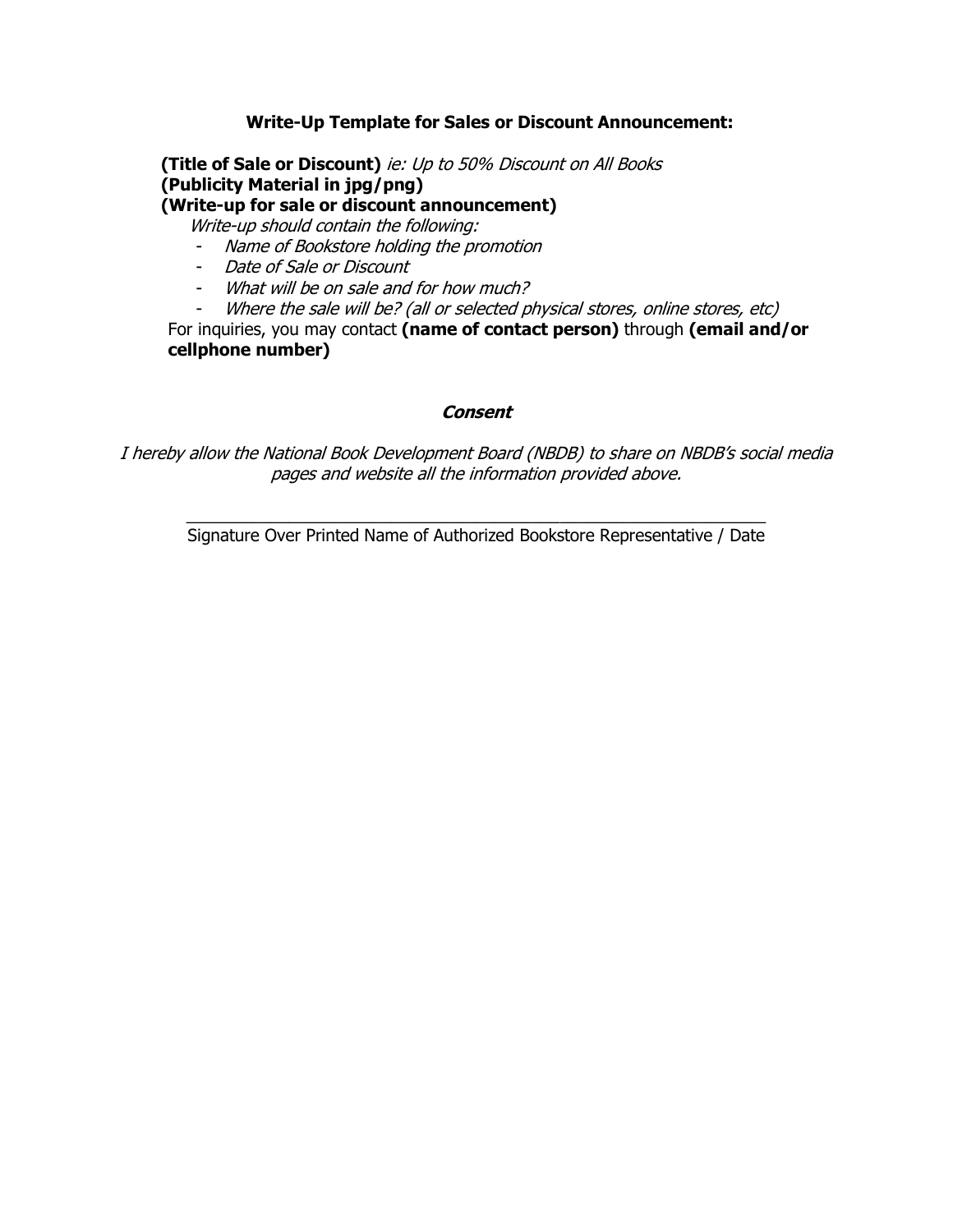**Write-Up Template for Sales or Discount Announcement:**

**(Title of Sale or Discount)** *ie: Up to 50% Discount on All Books*
**(Publicity Material in jpg/png)**
**(Write-up for sale or discount announcement)**

*Write-up should contain the following:*

- *Name of Bookstore holding the promotion*
- *Date of Sale or Discount*
- *What will be on sale and for how much?*
- *Where the sale will be? (all or selected physical stores, online stores, etc)*

For inquiries, you may contact **(name of contact person)** through **(email and/or cellphone number)**

***Consent***

*I hereby allow the National Book Development Board (NBDB) to share on NBDB's social media pages and website all the information provided above.*

\_\_\_\_\_\_\_\_\_\_\_\_\_\_\_\_\_\_\_\_\_\_\_\_\_\_\_\_\_\_\_\_\_\_\_\_\_\_\_\_\_\_\_\_\_\_\_\_\_\_\_\_\_\_\_\_\_\_\_\_

Signature Over Printed Name of Authorized Bookstore Representative / Date